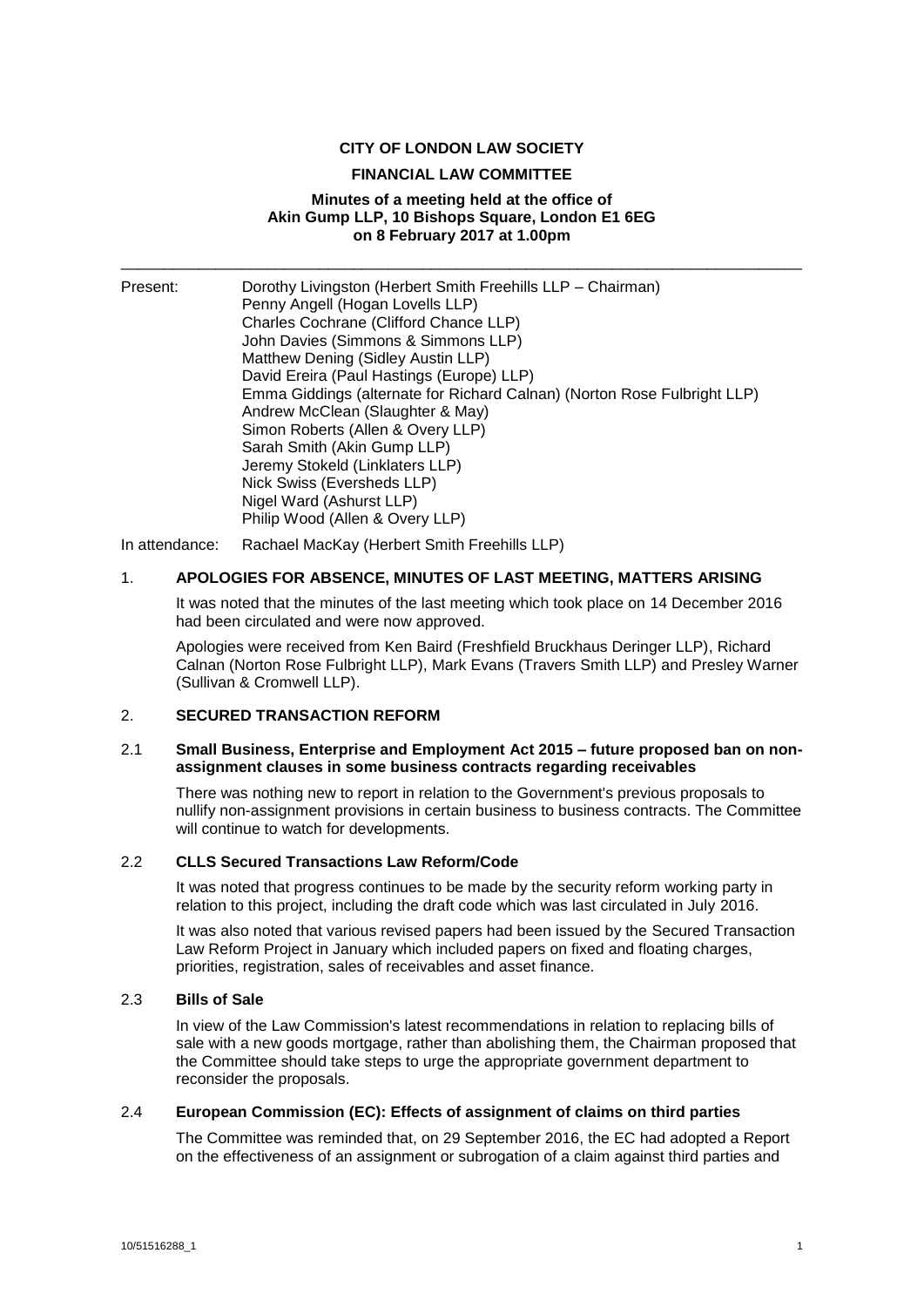**CITY OF LONDON LAW SOCIETY**

**FINANCIAL LAW COMMITTEE**

**Minutes of a meeting held at the office of Akin Gump LLP, 10 Bishops Square, London E1 6EG on 8 February 2017 at 1.00pm**

---

Present: Dorothy Livingston (Herbert Smith Freehills LLP – Chairman)
Penny Angell (Hogan Lovells LLP)
Charles Cochrane (Clifford Chance LLP)
John Davies (Simmons & Simmons LLP)
Matthew Dening (Sidley Austin LLP)
David Ereira (Paul Hastings (Europe) LLP)
Emma Giddings (alternate for Richard Calnan) (Norton Rose Fulbright LLP)
Andrew McClean (Slaughter & May)
Simon Roberts (Allen & Overy LLP)
Sarah Smith (Akin Gump LLP)
Jeremy Stokeld (Linklaters LLP)
Nick Swiss (Eversheds LLP)
Nigel Ward (Ashurst LLP)
Philip Wood (Allen & Overy LLP)

In attendance: Rachael MacKay (Herbert Smith Freehills LLP)

## 1. APOLOGIES FOR ABSENCE, MINUTES OF LAST MEETING, MATTERS ARISING

It was noted that the minutes of the last meeting which took place on 14 December 2016 had been circulated and were now approved.

Apologies were received from Ken Baird (Freshfield Bruckhaus Deringer LLP), Richard Calnan (Norton Rose Fulbright LLP), Mark Evans (Travers Smith LLP) and Presley Warner (Sullivan & Cromwell LLP).

## 2. SECURED TRANSACTION REFORM

### 2.1 Small Business, Enterprise and Employment Act 2015 – future proposed ban on non-assignment clauses in some business contracts regarding receivables

There was nothing new to report in relation to the Government's previous proposals to nullify non-assignment provisions in certain business to business contracts. The Committee will continue to watch for developments.

### 2.2 CLLS Secured Transactions Law Reform/Code

It was noted that progress continues to be made by the security reform working party in relation to this project, including the draft code which was last circulated in July 2016.

It was also noted that various revised papers had been issued by the Secured Transaction Law Reform Project in January which included papers on fixed and floating charges, priorities, registration, sales of receivables and asset finance.

### 2.3 Bills of Sale

In view of the Law Commission's latest recommendations in relation to replacing bills of sale with a new goods mortgage, rather than abolishing them, the Chairman proposed that the Committee should take steps to urge the appropriate government department to reconsider the proposals.

### 2.4 European Commission (EC): Effects of assignment of claims on third parties

The Committee was reminded that, on 29 September 2016, the EC had adopted a Report on the effectiveness of an assignment or subrogation of a claim against third parties and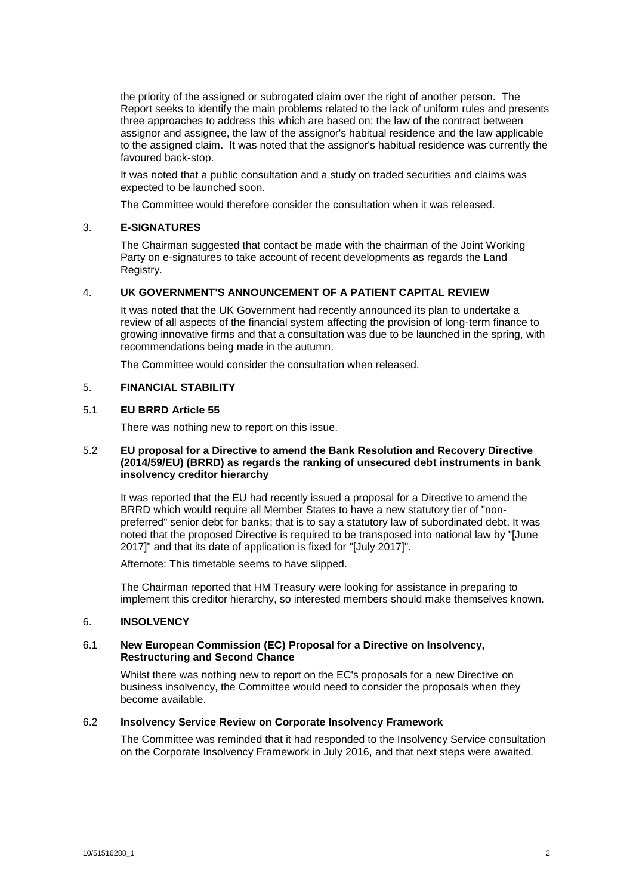the priority of the assigned or subrogated claim over the right of another person. The Report seeks to identify the main problems related to the lack of uniform rules and presents three approaches to address this which are based on: the law of the contract between assignor and assignee, the law of the assignor's habitual residence and the law applicable to the assigned claim. It was noted that the assignor's habitual residence was currently the favoured back-stop.

It was noted that a public consultation and a study on traded securities and claims was expected to be launched soon.

The Committee would therefore consider the consultation when it was released.

## 3. E-SIGNATURES

The Chairman suggested that contact be made with the chairman of the Joint Working Party on e-signatures to take account of recent developments as regards the Land Registry.

## 4. UK GOVERNMENT'S ANNOUNCEMENT OF A PATIENT CAPITAL REVIEW

It was noted that the UK Government had recently announced its plan to undertake a review of all aspects of the financial system affecting the provision of long-term finance to growing innovative firms and that a consultation was due to be launched in the spring, with recommendations being made in the autumn.

The Committee would consider the consultation when released.

## 5. FINANCIAL STABILITY

### 5.1 EU BRRD Article 55

There was nothing new to report on this issue.

### 5.2 EU proposal for a Directive to amend the Bank Resolution and Recovery Directive (2014/59/EU) (BRRD) as regards the ranking of unsecured debt instruments in bank insolvency creditor hierarchy

It was reported that the EU had recently issued a proposal for a Directive to amend the BRRD which would require all Member States to have a new statutory tier of "non-preferred" senior debt for banks; that is to say a statutory law of subordinated debt. It was noted that the proposed Directive is required to be transposed into national law by "[June 2017]" and that its date of application is fixed for "[July 2017]".

Afternote: This timetable seems to have slipped.

The Chairman reported that HM Treasury were looking for assistance in preparing to implement this creditor hierarchy, so interested members should make themselves known.

## 6. INSOLVENCY

### 6.1 New European Commission (EC) Proposal for a Directive on Insolvency, Restructuring and Second Chance

Whilst there was nothing new to report on the EC's proposals for a new Directive on business insolvency, the Committee would need to consider the proposals when they become available.

### 6.2 Insolvency Service Review on Corporate Insolvency Framework

The Committee was reminded that it had responded to the Insolvency Service consultation on the Corporate Insolvency Framework in July 2016, and that next steps were awaited.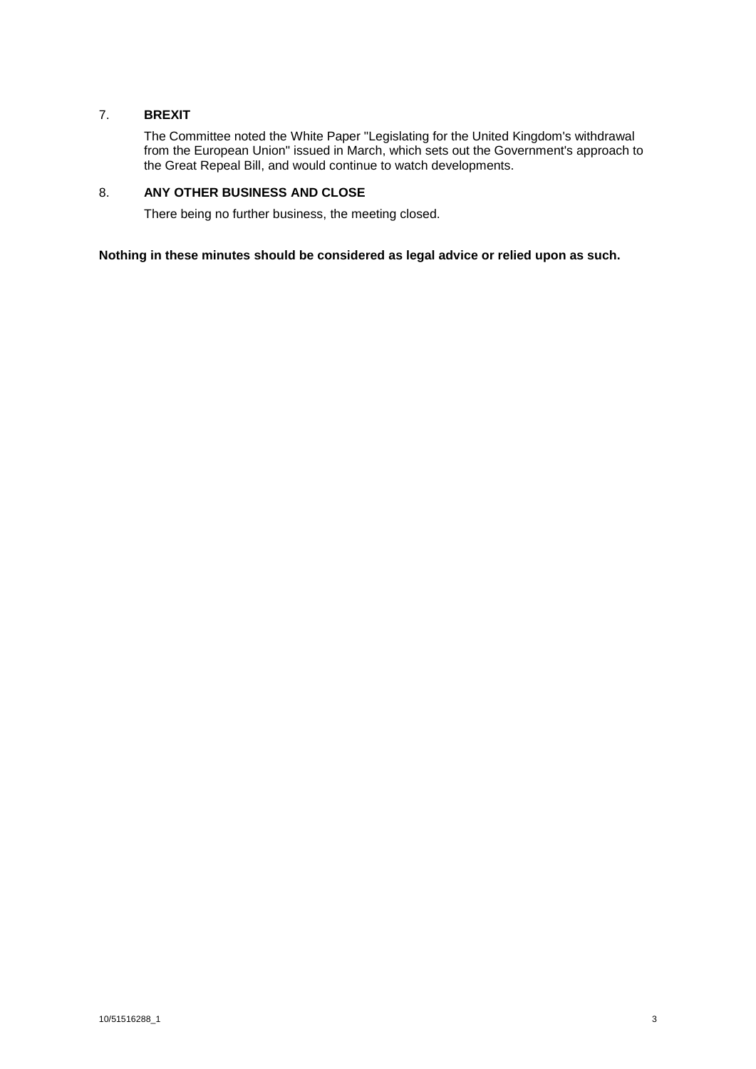7. **BREXIT**

   The Committee noted the White Paper "Legislating for the United Kingdom's withdrawal from the European Union" issued in March, which sets out the Government's approach to the Great Repeal Bill, and would continue to watch developments.

8. **ANY OTHER BUSINESS AND CLOSE**

   There being no further business, the meeting closed.

**Nothing in these minutes should be considered as legal advice or relied upon as such.**